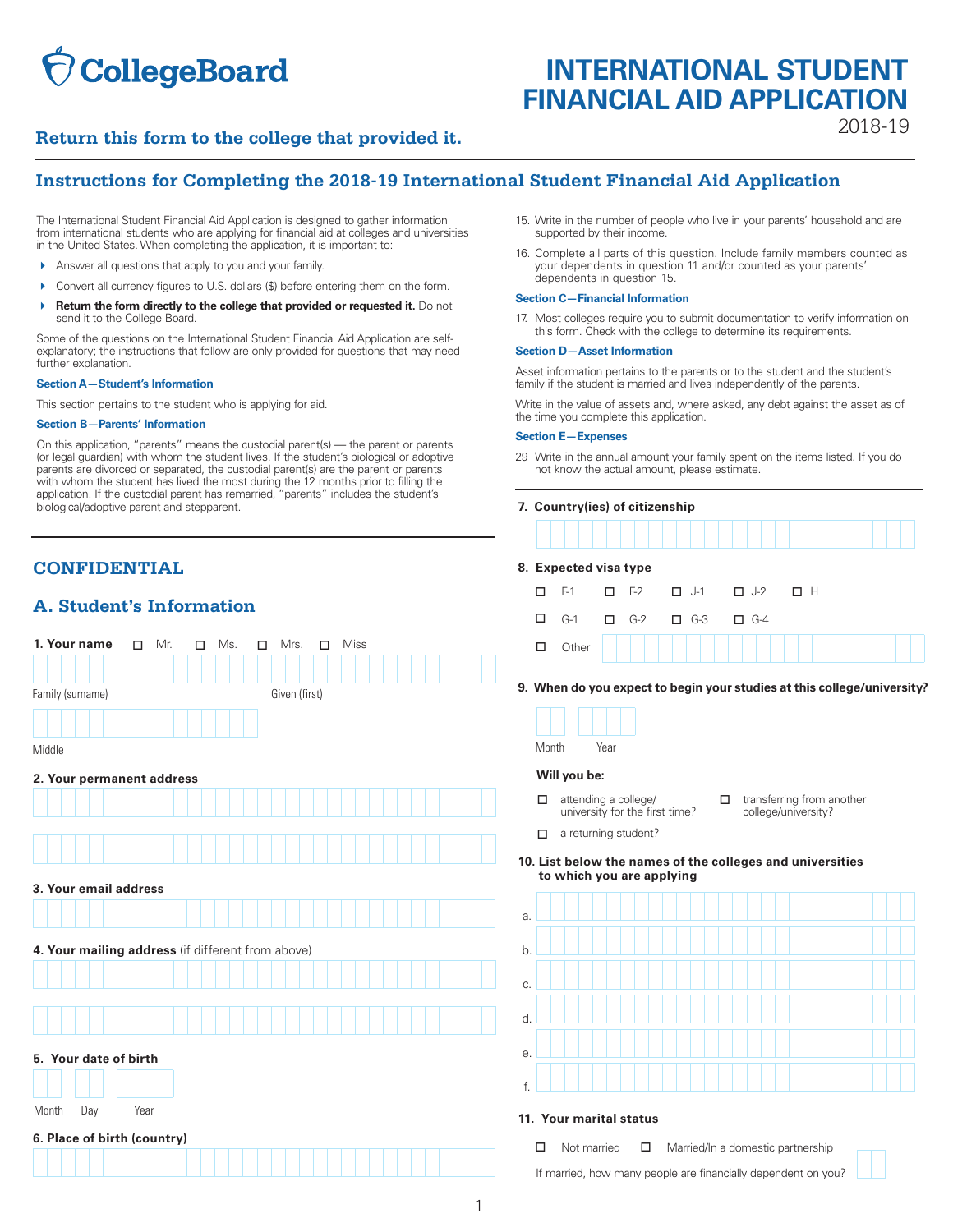CollegeBoard

# INTERNATIONAL STUDENT FINANCIAL AID APPLICATION

2018-19

**Return this form to the college that provided it.**

## Instructions for Completing the 2018-19 International Student Financial Aid Application

The International Student Financial Aid Application is designed to gather information from international students who are applying for financial aid at colleges and universities in the United States. When completing the application, it is important to:

- Answer all questions that apply to you and your family.
- Convert all currency figures to U.S. dollars ($) before entering them on the form.
- **Return the form directly to the college that provided or requested it.** Do not send it to the College Board.

Some of the questions on the International Student Financial Aid Application are self-explanatory; the instructions that follow are only provided for questions that may need further explanation.

**Section A—Student's Information**

This section pertains to the student who is applying for aid.

**Section B—Parents' Information**

On this application, "parents" means the custodial parent(s) — the parent or parents (or legal guardian) with whom the student lives. If the student's biological or adoptive parents are divorced or separated, the custodial parent(s) are the parent or parents with whom the student has lived the most during the 12 months prior to filling the application. If the custodial parent has remarried, "parents" includes the student's biological/adoptive parent and stepparent.

15. Write in the number of people who live in your parents' household and are supported by their income.
16. Complete all parts of this question. Include family members counted as your dependents in question 11 and/or counted as your parents' dependents in question 15.

**Section C—Financial Information**

17. Most colleges require you to submit documentation to verify information on this form. Check with the college to determine its requirements.

**Section D—Asset Information**

Asset information pertains to the parents or to the student and the student's family if the student is married and lives independently of the parents.

Write in the value of assets and, where asked, any debt against the asset as of the time you complete this application.

**Section E—Expenses**

29 Write in the annual amount your family spent on the items listed. If you do not know the actual amount, please estimate.

## CONFIDENTIAL

## A. Student's Information

**1. Your name** ☐ Mr. ☐ Ms. ☐ Mrs. ☐ Miss

Family (surname) Given (first)

Middle

**2. Your permanent address**

**3. Your email address**

**4. Your mailing address** (if different from above)

**5. Your date of birth**

Month Day Year

**6. Place of birth (country)**

**7. Country(ies) of citizenship**

**8. Expected visa type**

☐ F-1 ☐ F-2 ☐ J-1 ☐ J-2 ☐ H

☐ G-1 ☐ G-2 ☐ G-3 ☐ G-4

☐ Other

**9. When do you expect to begin your studies at this college/university?**

Month Year

**Will you be:**

☐ attending a college/university for the first time?

☐ transferring from another college/university?

☐ a returning student?

**10. List below the names of the colleges and universities to which you are applying**

a.

b.

c.

d.

e.

f.

**11. Your marital status**

☐ Not married ☐ Married/In a domestic partnership

If married, how many people are financially dependent on you?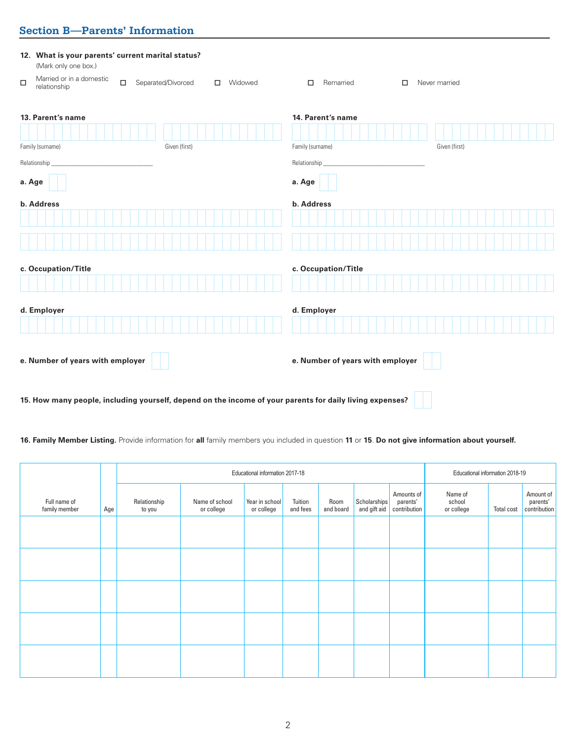## Section B—Parents' Information

**12. What is your parents' current marital status?**
(Mark only one box.)

☐ Married or in a domestic relationship ☐ Separated/Divorced ☐ Widowed ☐ Remarried ☐ Never married

**13. Parent's name**

Family (surname) Given (first)

Relationship ____________________

**a. Age**

**b. Address**

**c. Occupation/Title**

**d. Employer**

**e. Number of years with employer**

**14. Parent's name**

Family (surname) Given (first)

Relationship ____________________

**a. Age**

**b. Address**

**c. Occupation/Title**

**d. Employer**

**e. Number of years with employer**

**15. How many people, including yourself, depend on the income of your parents for daily living expenses?**

**16. Family Member Listing.** Provide information for **all** family members you included in question **11** or **15**. **Do not give information about yourself.**

| | | Educational information 2017-18 | | | | | | | Educational information 2018-19 | | |
|---|---|---|---|---|---|---|---|---|---|---|---|
| Full name of family member | Age | Relationship to you | Name of school or college | Year in school or college | Tuition and fees | Room and board | Scholarships and gift aid | Amounts of parents' contribution | Name of school or college | Total cost | Amount of parents' contribution |
| | | | | | | | | | | | |
| | | | | | | | | | | | |
| | | | | | | | | | | | |
| | | | | | | | | | | | |
| | | | | | | | | | | | |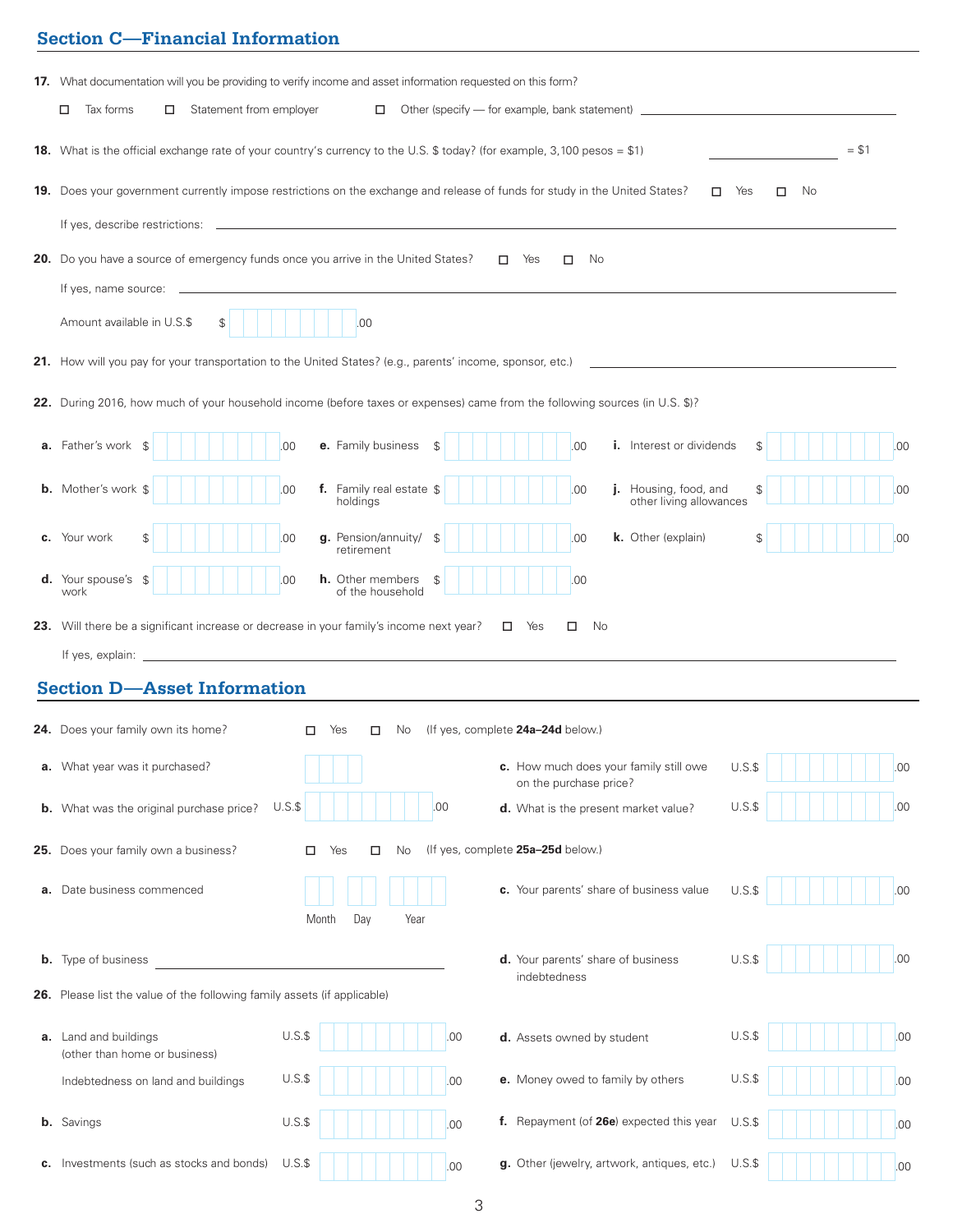## Section C—Financial Information

**17.** What documentation will you be providing to verify income and asset information requested on this form?

☐ Tax forms ☐ Statement from employer ☐ Other (specify — for example, bank statement) ______________________

**18.** What is the official exchange rate of your country's currency to the U.S. $ today? (for example, 3,100 pesos = $1) ______________ = $1

**19.** Does your government currently impose restrictions on the exchange and release of funds for study in the United States? ☐ Yes ☐ No

If yes, describe restrictions: ______________________

**20.** Do you have a source of emergency funds once you arrive in the United States? ☐ Yes ☐ No

If yes, name source: ______________________

Amount available in U.S.$ $ ____________.00

**21.** How will you pay for your transportation to the United States? (e.g., parents' income, sponsor, etc.) ______________________

**22.** During 2016, how much of your household income (before taxes or expenses) came from the following sources (in U.S. $)?

| | | |
|---|---|---|
| **a.** Father's work $ ____________.00 | **e.** Family business $ ____________.00 | **i.** Interest or dividends $ ____________.00 |
| **b.** Mother's work $ ____________.00 | **f.** Family real estate holdings $ ____________.00 | **j.** Housing, food, and other living allowances $ ____________.00 |
| **c.** Your work $ ____________.00 | **g.** Pension/annuity/retirement $ ____________.00 | **k.** Other (explain) $ ____________.00 |
| **d.** Your spouse's work $ ____________.00 | **h.** Other members of the household $ ____________.00 | |

**23.** Will there be a significant increase or decrease in your family's income next year? ☐ Yes ☐ No

If yes, explain: ______________________

## Section D—Asset Information

**24.** Does your family own its home? ☐ Yes ☐ No (If yes, complete **24a–24d** below.)

| | |
|---|---|
| **a.** What year was it purchased? ________ | **c.** How much does your family still owe on the purchase price? U.S.$ ____________.00 |
| **b.** What was the original purchase price? U.S.$ ____________.00 | **d.** What is the present market value? U.S.$ ____________.00 |

**25.** Does your family own a business? ☐ Yes ☐ No (If yes, complete **25a–25d** below.)

| | |
|---|---|
| **a.** Date business commenced ____ Month ____ Day ________ Year | **c.** Your parents' share of business value U.S.$ ____________.00 |
| **b.** Type of business ______________________ | **d.** Your parents' share of business indebtedness U.S.$ ____________.00 |

**26.** Please list the value of the following family assets (if applicable)

| | |
|---|---|
| **a.** Land and buildings (other than home or business) U.S.$ ____________.00 | **d.** Assets owned by student U.S.$ ____________.00 |
| Indebtedness on land and buildings U.S.$ ____________.00 | **e.** Money owed to family by others U.S.$ ____________.00 |
| **b.** Savings U.S.$ ____________.00 | **f.** Repayment (of **26e**) expected this year U.S.$ ____________.00 |
| **c.** Investments (such as stocks and bonds) U.S.$ ____________.00 | **g.** Other (jewelry, artwork, antiques, etc.) U.S.$ ____________.00 |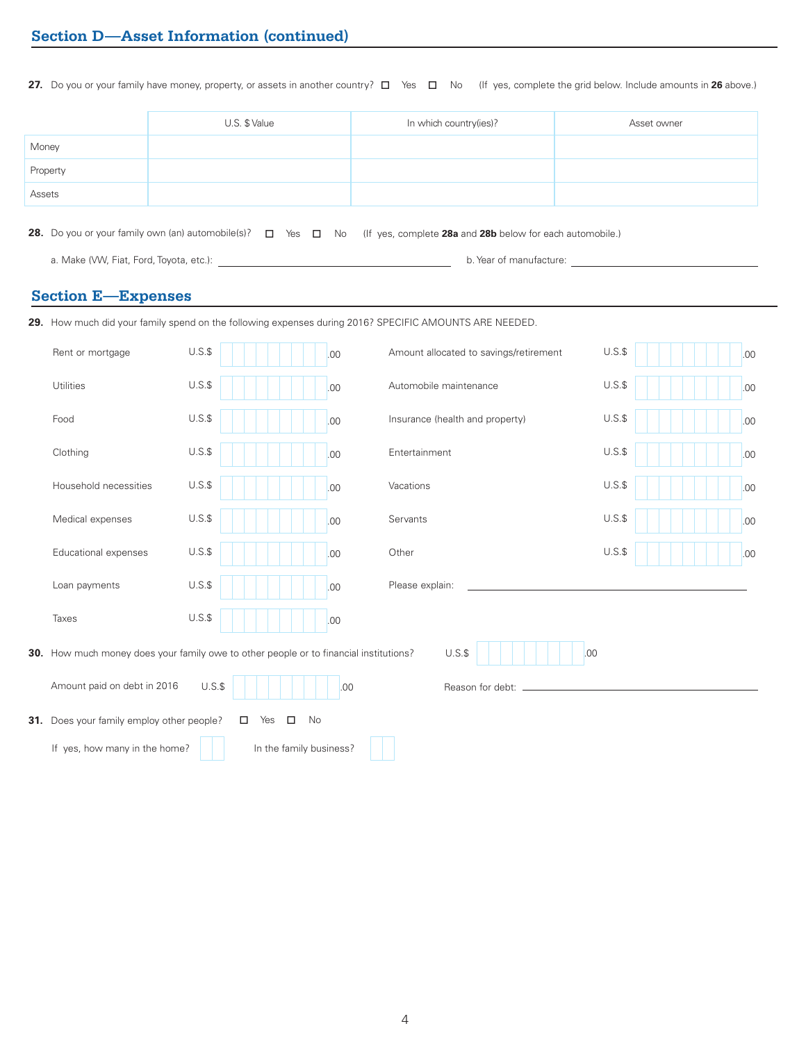## Section D—Asset Information (continued)

**27.** Do you or your family have money, property, or assets in another country? ☐ Yes ☐ No (If yes, complete the grid below. Include amounts in **26** above.)

| | U.S. $ Value | In which country(ies)? | Asset owner |
|---|---|---|---|
| Money | | | |
| Property | | | |
| Assets | | | |

**28.** Do you or your family own (an) automobile(s)? ☐ Yes ☐ No (If yes, complete **28a** and **28b** below for each automobile.)

a. Make (VW, Fiat, Ford, Toyota, etc.): ______________________ b. Year of manufacture: ______________________

## Section E—Expenses

**29.** How much did your family spend on the following expenses during 2016? SPECIFIC AMOUNTS ARE NEEDED.

| | | | |
|---|---|---|---|
| Rent or mortgage | U.S.$ ________.00 | Amount allocated to savings/retirement | U.S.$ ________.00 |
| Utilities | U.S.$ ________.00 | Automobile maintenance | U.S.$ ________.00 |
| Food | U.S.$ ________.00 | Insurance (health and property) | U.S.$ ________.00 |
| Clothing | U.S.$ ________.00 | Entertainment | U.S.$ ________.00 |
| Household necessities | U.S.$ ________.00 | Vacations | U.S.$ ________.00 |
| Medical expenses | U.S.$ ________.00 | Servants | U.S.$ ________.00 |
| Educational expenses | U.S.$ ________.00 | Other | U.S.$ ________.00 |
| Loan payments | U.S.$ ________.00 | Please explain: | ______________________ |
| Taxes | U.S.$ ________.00 | | |

**30.** How much money does your family owe to other people or to financial institutions? U.S.$ ________.00

Amount paid on debt in 2016 U.S.$ ________.00 Reason for debt: ______________________

**31.** Does your family employ other people? ☐ Yes ☐ No

If yes, how many in the home? ____ In the family business? ____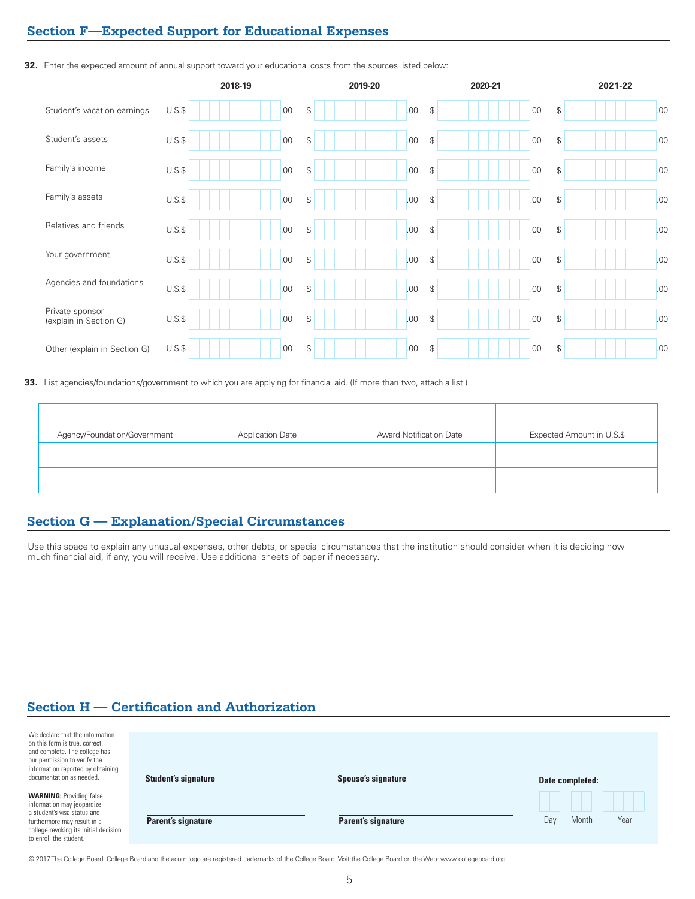## Section F—Expected Support for Educational Expenses

**32.** Enter the expected amount of annual support toward your educational costs from the sources listed below:

| | 2018-19 | 2019-20 | 2020-21 | 2021-22 |
|---|---|---|---|---|
| Student's vacation earnings | U.S.$ .00 | $ .00 | $ .00 | $ .00 |
| Student's assets | U.S.$ .00 | $ .00 | $ .00 | $ .00 |
| Family's income | U.S.$ .00 | $ .00 | $ .00 | $ .00 |
| Family's assets | U.S.$ .00 | $ .00 | $ .00 | $ .00 |
| Relatives and friends | U.S.$ .00 | $ .00 | $ .00 | $ .00 |
| Your government | U.S.$ .00 | $ .00 | $ .00 | $ .00 |
| Agencies and foundations | U.S.$ .00 | $ .00 | $ .00 | $ .00 |
| Private sponsor (explain in Section G) | U.S.$ .00 | $ .00 | $ .00 | $ .00 |
| Other (explain in Section G) | U.S.$ .00 | $ .00 | $ .00 | $ .00 |

**33.** List agencies/foundations/government to which you are applying for financial aid. (If more than two, attach a list.)

| Agency/Foundation/Government | Application Date | Award Notification Date | Expected Amount in U.S.$ |
|---|---|---|---|
| | | | |
| | | | |

## Section G — Explanation/Special Circumstances

Use this space to explain any unusual expenses, other debts, or special circumstances that the institution should consider when it is deciding how much financial aid, if any, you will receive. Use additional sheets of paper if necessary.

## Section H — Certification and Authorization

We declare that the information on this form is true, correct, and complete. The college has our permission to verify the information reported by obtaining documentation as needed.

**WARNING:** Providing false information may jeopardize a student's visa status and furthermore may result in a college revoking its initial decision to enroll the student.

**Student's signature**

**Spouse's signature**

**Parent's signature**

**Parent's signature**

**Date completed:**

Day Month Year

© 2017 The College Board. College Board and the acorn logo are registered trademarks of the College Board. Visit the College Board on the Web: www.collegeboard.org.